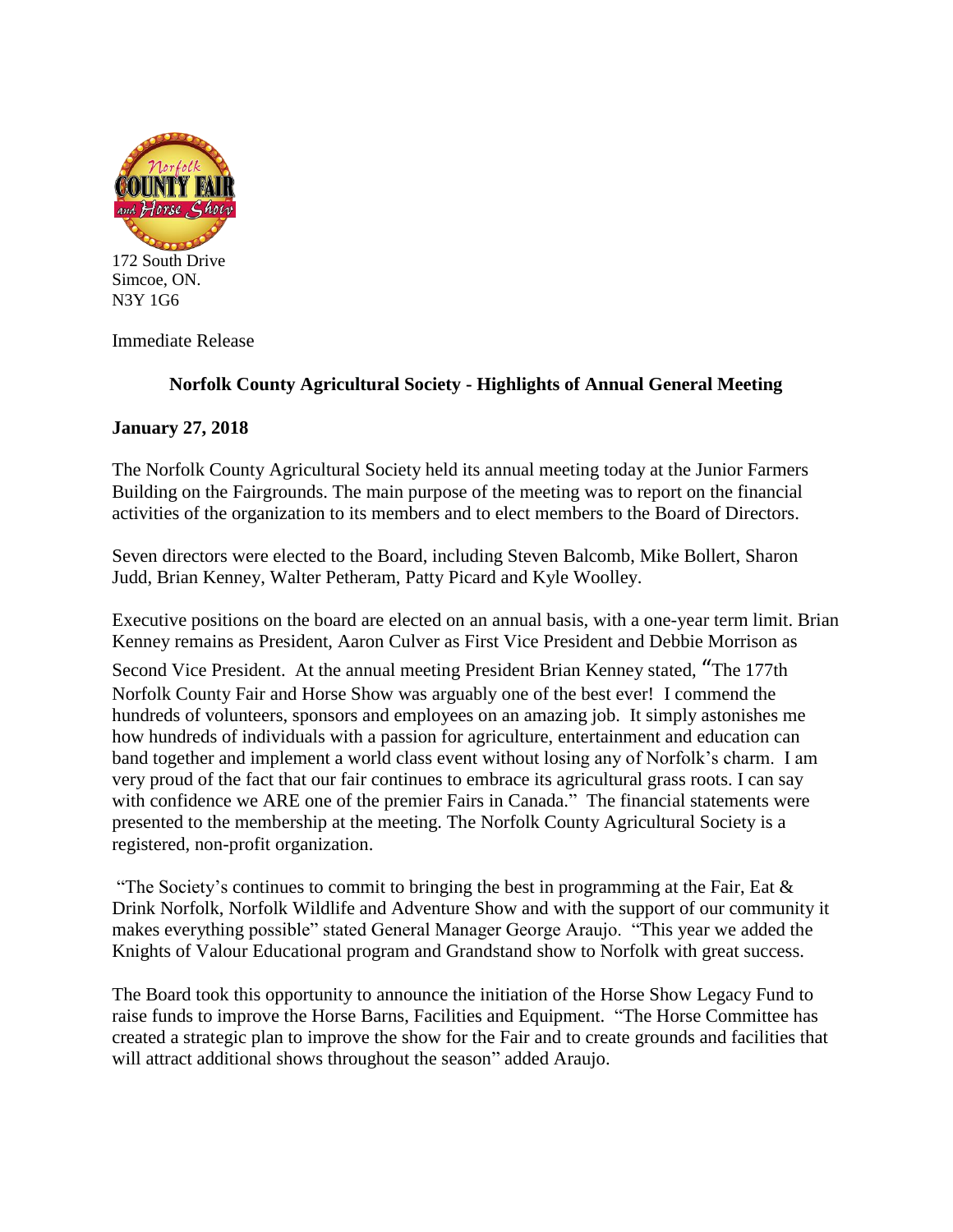172 South Drive
Simcoe, ON.
N3Y 1G6

Immediate Release

**Norfolk County Agricultural Society - Highlights of Annual General Meeting**

**January 27, 2018**

The Norfolk County Agricultural Society held its annual meeting today at the Junior Farmers Building on the Fairgrounds. The main purpose of the meeting was to report on the financial activities of the organization to its members and to elect members to the Board of Directors.

Seven directors were elected to the Board, including Steven Balcomb, Mike Bollert, Sharon Judd, Brian Kenney, Walter Petheram, Patty Picard and Kyle Woolley.

Executive positions on the board are elected on an annual basis, with a one-year term limit. Brian Kenney remains as President, Aaron Culver as First Vice President and Debbie Morrison as Second Vice President. At the annual meeting President Brian Kenney stated, "The 177th Norfolk County Fair and Horse Show was arguably one of the best ever! I commend the hundreds of volunteers, sponsors and employees on an amazing job. It simply astonishes me how hundreds of individuals with a passion for agriculture, entertainment and education can band together and implement a world class event without losing any of Norfolk's charm. I am very proud of the fact that our fair continues to embrace its agricultural grass roots. I can say with confidence we ARE one of the premier Fairs in Canada." The financial statements were presented to the membership at the meeting. The Norfolk County Agricultural Society is a registered, non-profit organization.

"The Society's continues to commit to bringing the best in programming at the Fair, Eat & Drink Norfolk, Norfolk Wildlife and Adventure Show and with the support of our community it makes everything possible" stated General Manager George Araujo. "This year we added the Knights of Valour Educational program and Grandstand show to Norfolk with great success.

The Board took this opportunity to announce the initiation of the Horse Show Legacy Fund to raise funds to improve the Horse Barns, Facilities and Equipment. "The Horse Committee has created a strategic plan to improve the show for the Fair and to create grounds and facilities that will attract additional shows throughout the season" added Araujo.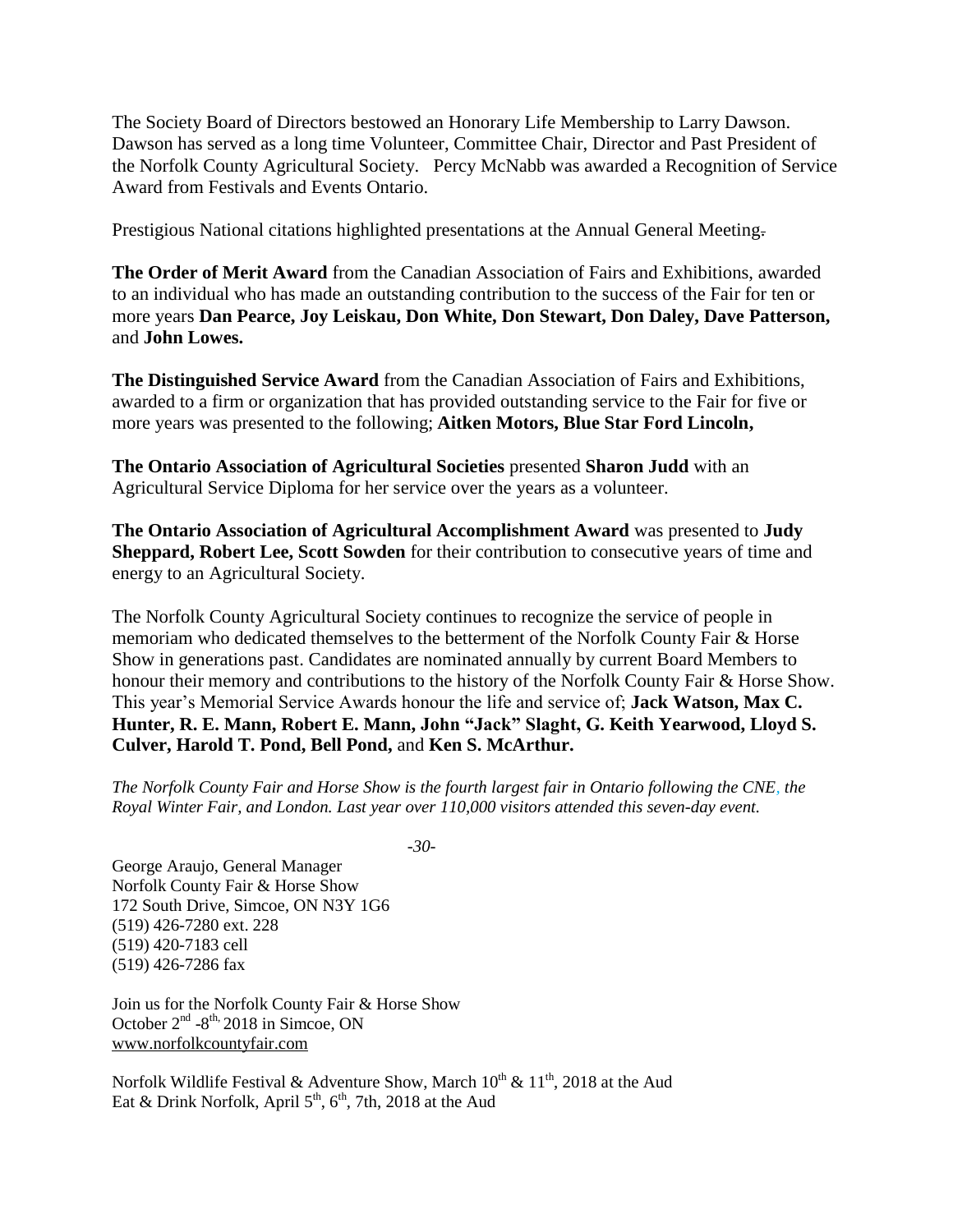The Society Board of Directors bestowed an Honorary Life Membership to Larry Dawson. Dawson has served as a long time Volunteer, Committee Chair, Director and Past President of the Norfolk County Agricultural Society. Percy McNabb was awarded a Recognition of Service Award from Festivals and Events Ontario.

Prestigious National citations highlighted presentations at the Annual General Meeting.

**The Order of Merit Award** from the Canadian Association of Fairs and Exhibitions, awarded to an individual who has made an outstanding contribution to the success of the Fair for ten or more years **Dan Pearce, Joy Leiskau, Don White, Don Stewart, Don Daley, Dave Patterson,** and **John Lowes.**

**The Distinguished Service Award** from the Canadian Association of Fairs and Exhibitions, awarded to a firm or organization that has provided outstanding service to the Fair for five or more years was presented to the following; **Aitken Motors, Blue Star Ford Lincoln,**

**The Ontario Association of Agricultural Societies** presented **Sharon Judd** with an Agricultural Service Diploma for her service over the years as a volunteer.

**The Ontario Association of Agricultural Accomplishment Award** was presented to **Judy Sheppard, Robert Lee, Scott Sowden** for their contribution to consecutive years of time and energy to an Agricultural Society.

The Norfolk County Agricultural Society continues to recognize the service of people in memoriam who dedicated themselves to the betterment of the Norfolk County Fair & Horse Show in generations past. Candidates are nominated annually by current Board Members to honour their memory and contributions to the history of the Norfolk County Fair & Horse Show. This year's Memorial Service Awards honour the life and service of; **Jack Watson, Max C. Hunter, R. E. Mann, Robert E. Mann, John "Jack" Slaght, G. Keith Yearwood, Lloyd S. Culver, Harold T. Pond, Bell Pond,** and **Ken S. McArthur.**

*The Norfolk County Fair and Horse Show is the fourth largest fair in Ontario following the CNE, the Royal Winter Fair, and London. Last year over 110,000 visitors attended this seven-day event.*

*-30-*

George Araujo, General Manager
Norfolk County Fair & Horse Show
172 South Drive, Simcoe, ON N3Y 1G6
(519) 426-7280 ext. 228
(519) 420-7183 cell
(519) 426-7286 fax

Join us for the Norfolk County Fair & Horse Show
October 2nd -8th, 2018 in Simcoe, ON
www.norfolkcountyfair.com

Norfolk Wildlife Festival & Adventure Show, March 10th & 11th, 2018 at the Aud
Eat & Drink Norfolk, April 5th, 6th, 7th, 2018 at the Aud